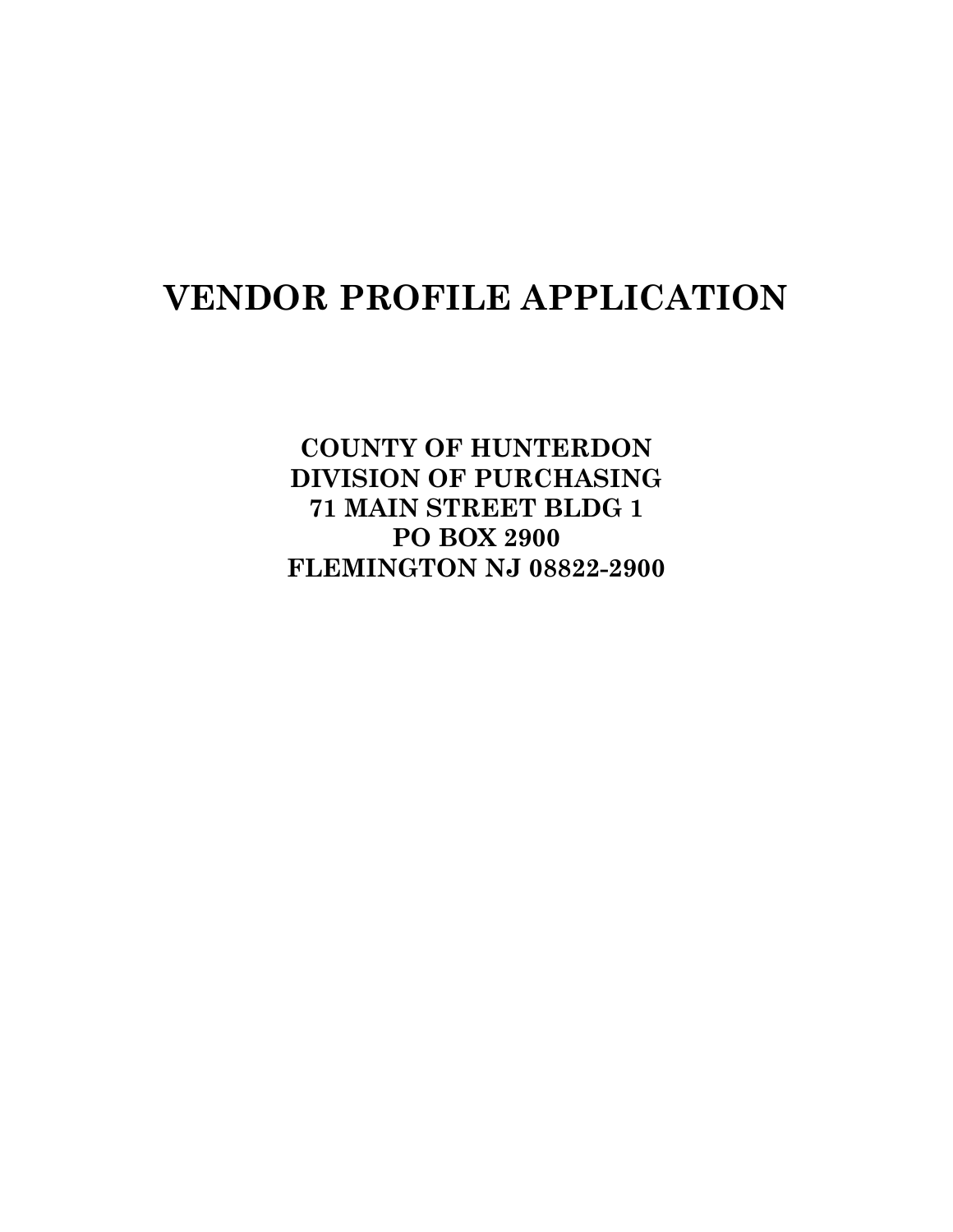# VENDOR PROFILE APPLICATION

**COUNTY OF HUNTERDON**
**DIVISION OF PURCHASING**
**71 MAIN STREET BLDG 1**
**PO BOX 2900**
**FLEMINGTON NJ 08822-2900**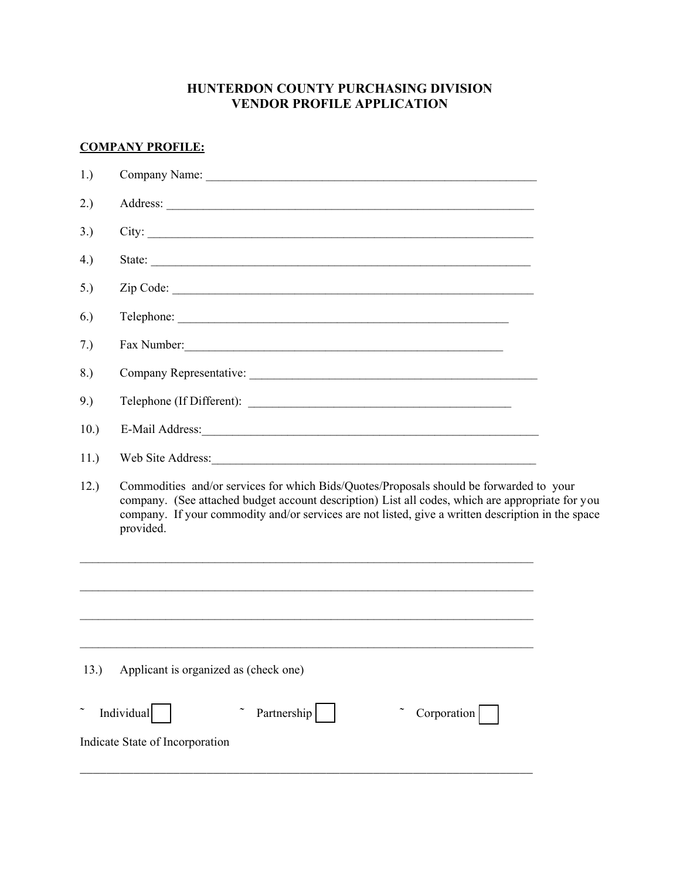# HUNTERDON COUNTY PURCHASING DIVISION
# VENDOR PROFILE APPLICATION

**COMPANY PROFILE:**

1.) Company Name: ________________________________________________________

2.) Address: ____________________________________________________________

3.) City: _______________________________________________________________

4.) State: ______________________________________________________________

5.) Zip Code: ___________________________________________________________

6.) Telephone: _________________________________________________________

7.) Fax Number:_________________________________________________________

8.) Company Representative: _____________________________________________

9.) Telephone (If Different): ___________________________________________

10.) E-Mail Address:_____________________________________________________

11.) Web Site Address:___________________________________________________

12.) Commodities and/or services for which Bids/Quotes/Proposals should be forwarded to your company. (See attached budget account description) List all codes, which are appropriate for you company. If your commodity and/or services are not listed, give a written description in the space provided.

___________________________________________________________________________

___________________________________________________________________________

___________________________________________________________________________

___________________________________________________________________________

13.) Applicant is organized as (check one)

˜ Individual ☐ ˜ Partnership ☐ ˜ Corporation ☐

Indicate State of Incorporation

___________________________________________________________________________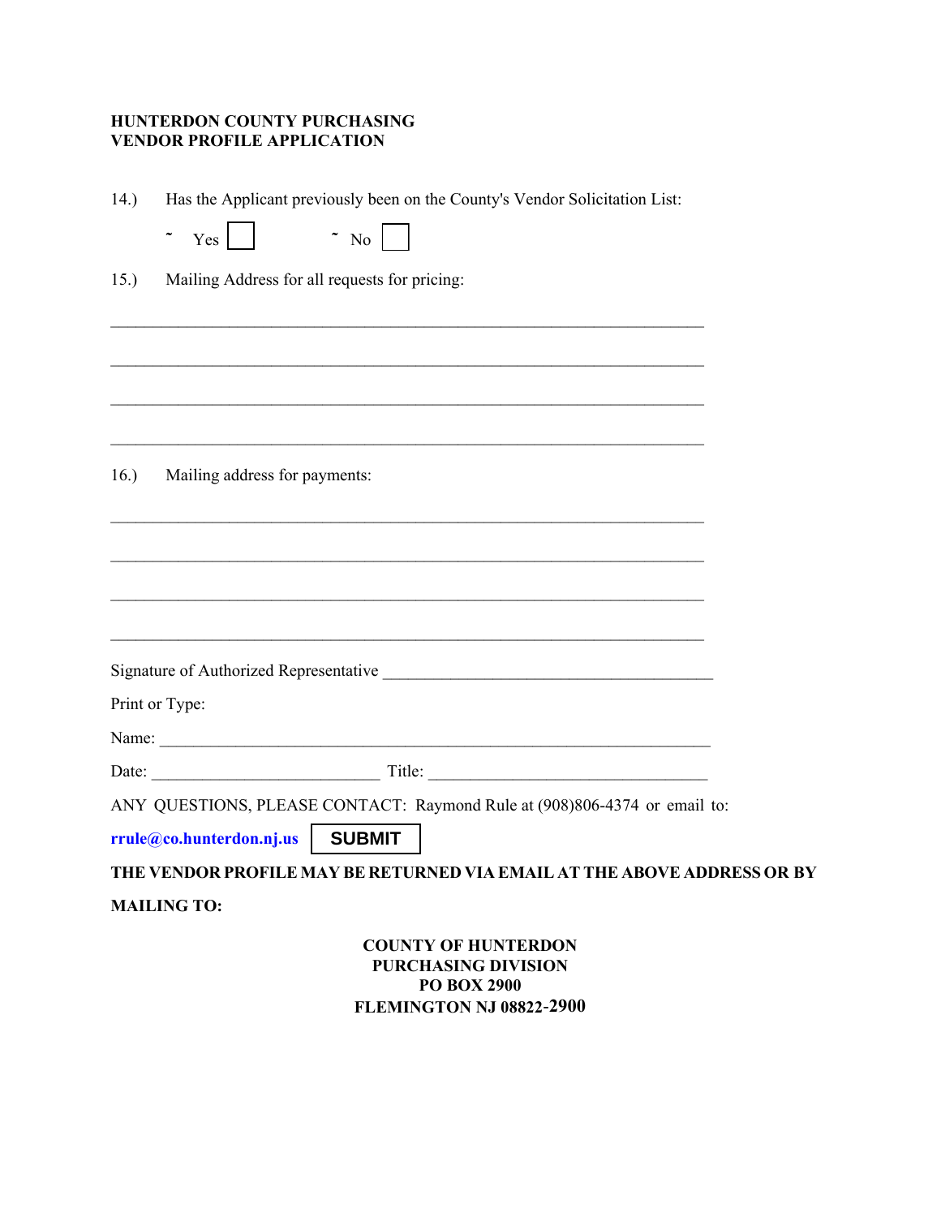**HUNTERDON COUNTY PURCHASING**
**VENDOR PROFILE APPLICATION**

14.) Has the Applicant previously been on the County's Vendor Solicitation List:

˜ Yes ☐ ˜ No ☐

15.) Mailing Address for all requests for pricing:

\_\_\_\_\_\_\_\_\_\_\_\_\_\_\_\_\_\_\_\_\_\_\_\_\_\_\_\_\_\_\_\_\_\_\_\_\_\_\_\_\_\_\_\_\_\_\_\_\_\_\_\_\_\_\_\_\_\_\_\_\_\_\_\_\_\_\_\_\_\_

\_\_\_\_\_\_\_\_\_\_\_\_\_\_\_\_\_\_\_\_\_\_\_\_\_\_\_\_\_\_\_\_\_\_\_\_\_\_\_\_\_\_\_\_\_\_\_\_\_\_\_\_\_\_\_\_\_\_\_\_\_\_\_\_\_\_\_\_\_\_

\_\_\_\_\_\_\_\_\_\_\_\_\_\_\_\_\_\_\_\_\_\_\_\_\_\_\_\_\_\_\_\_\_\_\_\_\_\_\_\_\_\_\_\_\_\_\_\_\_\_\_\_\_\_\_\_\_\_\_\_\_\_\_\_\_\_\_\_\_\_

\_\_\_\_\_\_\_\_\_\_\_\_\_\_\_\_\_\_\_\_\_\_\_\_\_\_\_\_\_\_\_\_\_\_\_\_\_\_\_\_\_\_\_\_\_\_\_\_\_\_\_\_\_\_\_\_\_\_\_\_\_\_\_\_\_\_\_\_\_\_

16.) Mailing address for payments:

\_\_\_\_\_\_\_\_\_\_\_\_\_\_\_\_\_\_\_\_\_\_\_\_\_\_\_\_\_\_\_\_\_\_\_\_\_\_\_\_\_\_\_\_\_\_\_\_\_\_\_\_\_\_\_\_\_\_\_\_\_\_\_\_\_\_\_\_\_\_

\_\_\_\_\_\_\_\_\_\_\_\_\_\_\_\_\_\_\_\_\_\_\_\_\_\_\_\_\_\_\_\_\_\_\_\_\_\_\_\_\_\_\_\_\_\_\_\_\_\_\_\_\_\_\_\_\_\_\_\_\_\_\_\_\_\_\_\_\_\_

\_\_\_\_\_\_\_\_\_\_\_\_\_\_\_\_\_\_\_\_\_\_\_\_\_\_\_\_\_\_\_\_\_\_\_\_\_\_\_\_\_\_\_\_\_\_\_\_\_\_\_\_\_\_\_\_\_\_\_\_\_\_\_\_\_\_\_\_\_\_

\_\_\_\_\_\_\_\_\_\_\_\_\_\_\_\_\_\_\_\_\_\_\_\_\_\_\_\_\_\_\_\_\_\_\_\_\_\_\_\_\_\_\_\_\_\_\_\_\_\_\_\_\_\_\_\_\_\_\_\_\_\_\_\_\_\_\_\_\_\_

Signature of Authorized Representative \_\_\_\_\_\_\_\_\_\_\_\_\_\_\_\_\_\_\_\_\_\_\_\_\_\_\_\_\_\_\_\_\_\_\_\_\_\_\_\_

Print or Type:

Name: \_\_\_\_\_\_\_\_\_\_\_\_\_\_\_\_\_\_\_\_\_\_\_\_\_\_\_\_\_\_\_\_\_\_\_\_\_\_\_\_\_\_\_\_\_\_\_\_\_\_\_\_\_\_\_\_\_\_\_\_\_\_\_\_

Date: \_\_\_\_\_\_\_\_\_\_\_\_\_\_\_\_\_\_\_\_\_\_\_\_\_\_\_\_ Title: \_\_\_\_\_\_\_\_\_\_\_\_\_\_\_\_\_\_\_\_\_\_\_\_\_\_\_\_\_\_\_\_\_\_

ANY QUESTIONS, PLEASE CONTACT: Raymond Rule at (908)806-4374 or email to:

**rrule@co.hunterdon.nj.us** **SUBMIT**

**THE VENDOR PROFILE MAY BE RETURNED VIA EMAIL AT THE ABOVE ADDRESS OR BY MAILING TO:**

**COUNTY OF HUNTERDON**
**PURCHASING DIVISION**
**PO BOX 2900**
**FLEMINGTON NJ 08822-2900**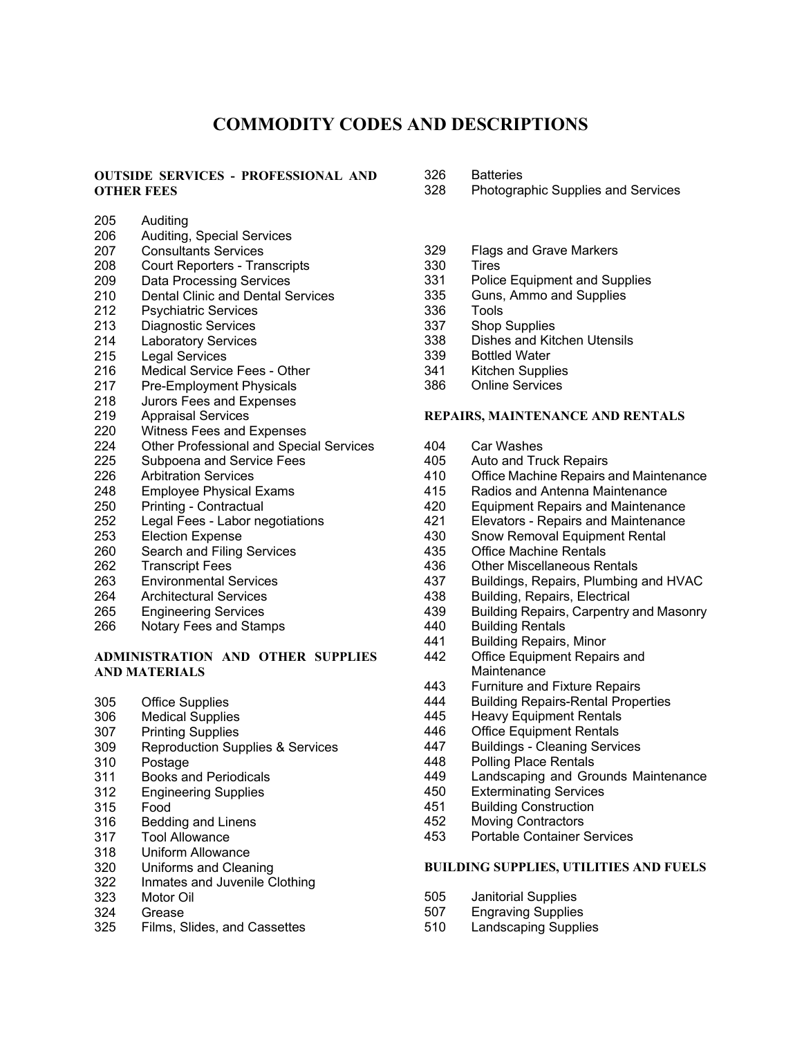# COMMODITY CODES AND DESCRIPTIONS

## OUTSIDE SERVICES - PROFESSIONAL AND OTHER FEES

| Code | Description |
|---|---|
| 205 | Auditing |
| 206 | Auditing, Special Services |
| 207 | Consultants Services |
| 208 | Court Reporters - Transcripts |
| 209 | Data Processing Services |
| 210 | Dental Clinic and Dental Services |
| 212 | Psychiatric Services |
| 213 | Diagnostic Services |
| 214 | Laboratory Services |
| 215 | Legal Services |
| 216 | Medical Service Fees - Other |
| 217 | Pre-Employment Physicals |
| 218 | Jurors Fees and Expenses |
| 219 | Appraisal Services |
| 220 | Witness Fees and Expenses |
| 224 | Other Professional and Special Services |
| 225 | Subpoena and Service Fees |
| 226 | Arbitration Services |
| 248 | Employee Physical Exams |
| 250 | Printing - Contractual |
| 252 | Legal Fees - Labor negotiations |
| 253 | Election Expense |
| 260 | Search and Filing Services |
| 262 | Transcript Fees |
| 263 | Environmental Services |
| 264 | Architectural Services |
| 265 | Engineering Services |
| 266 | Notary Fees and Stamps |

## ADMINISTRATION AND OTHER SUPPLIES AND MATERIALS

| Code | Description |
|---|---|
| 305 | Office Supplies |
| 306 | Medical Supplies |
| 307 | Printing Supplies |
| 309 | Reproduction Supplies & Services |
| 310 | Postage |
| 311 | Books and Periodicals |
| 312 | Engineering Supplies |
| 315 | Food |
| 316 | Bedding and Linens |
| 317 | Tool Allowance |
| 318 | Uniform Allowance |
| 320 | Uniforms and Cleaning |
| 322 | Inmates and Juvenile Clothing |
| 323 | Motor Oil |
| 324 | Grease |
| 325 | Films, Slides, and Cassettes |
| 326 | Batteries |
| 328 | Photographic Supplies and Services |
| 329 | Flags and Grave Markers |
| 330 | Tires |
| 331 | Police Equipment and Supplies |
| 335 | Guns, Ammo and Supplies |
| 336 | Tools |
| 337 | Shop Supplies |
| 338 | Dishes and Kitchen Utensils |
| 339 | Bottled Water |
| 341 | Kitchen Supplies |
| 386 | Online Services |

## REPAIRS, MAINTENANCE AND RENTALS

| Code | Description |
|---|---|
| 404 | Car Washes |
| 405 | Auto and Truck Repairs |
| 410 | Office Machine Repairs and Maintenance |
| 415 | Radios and Antenna Maintenance |
| 420 | Equipment Repairs and Maintenance |
| 421 | Elevators - Repairs and Maintenance |
| 430 | Snow Removal Equipment Rental |
| 435 | Office Machine Rentals |
| 436 | Other Miscellaneous Rentals |
| 437 | Buildings, Repairs, Plumbing and HVAC |
| 438 | Building, Repairs, Electrical |
| 439 | Building Repairs, Carpentry and Masonry |
| 440 | Building Rentals |
| 441 | Building Repairs, Minor |
| 442 | Office Equipment Repairs and Maintenance |
| 443 | Furniture and Fixture Repairs |
| 444 | Building Repairs-Rental Properties |
| 445 | Heavy Equipment Rentals |
| 446 | Office Equipment Rentals |
| 447 | Buildings - Cleaning Services |
| 448 | Polling Place Rentals |
| 449 | Landscaping and Grounds Maintenance |
| 450 | Exterminating Services |
| 451 | Building Construction |
| 452 | Moving Contractors |
| 453 | Portable Container Services |

## BUILDING SUPPLIES, UTILITIES AND FUELS

| Code | Description |
|---|---|
| 505 | Janitorial Supplies |
| 507 | Engraving Supplies |
| 510 | Landscaping Supplies |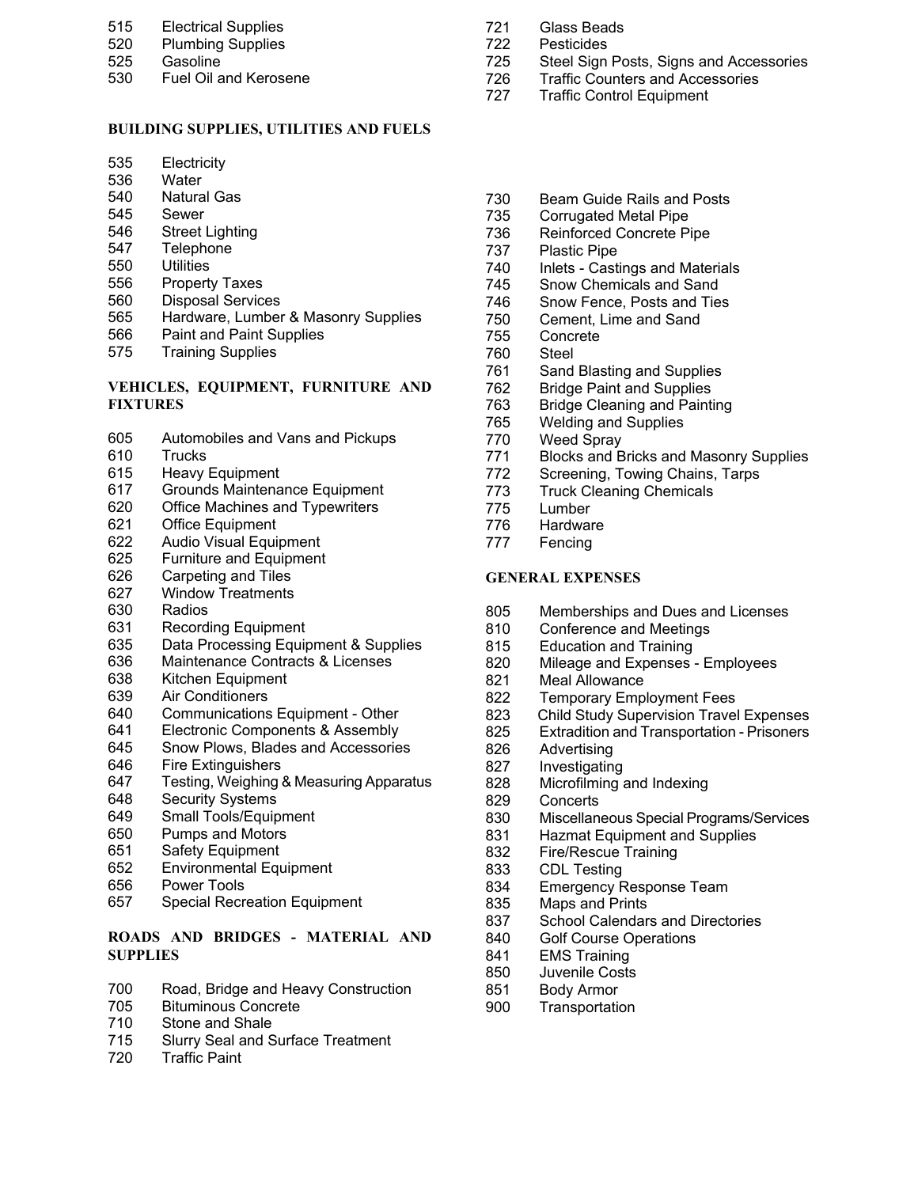515 Electrical Supplies
520 Plumbing Supplies
525 Gasoline
530 Fuel Oil and Kerosene

**BUILDING SUPPLIES, UTILITIES AND FUELS**

535 Electricity
536 Water
540 Natural Gas
545 Sewer
546 Street Lighting
547 Telephone
550 Utilities
556 Property Taxes
560 Disposal Services
565 Hardware, Lumber & Masonry Supplies
566 Paint and Paint Supplies
575 Training Supplies

**VEHICLES, EQUIPMENT, FURNITURE AND FIXTURES**

605 Automobiles and Vans and Pickups
610 Trucks
615 Heavy Equipment
617 Grounds Maintenance Equipment
620 Office Machines and Typewriters
621 Office Equipment
622 Audio Visual Equipment
625 Furniture and Equipment
626 Carpeting and Tiles
627 Window Treatments
630 Radios
631 Recording Equipment
635 Data Processing Equipment & Supplies
636 Maintenance Contracts & Licenses
638 Kitchen Equipment
639 Air Conditioners
640 Communications Equipment - Other
641 Electronic Components & Assembly
645 Snow Plows, Blades and Accessories
646 Fire Extinguishers
647 Testing, Weighing & Measuring Apparatus
648 Security Systems
649 Small Tools/Equipment
650 Pumps and Motors
651 Safety Equipment
652 Environmental Equipment
656 Power Tools
657 Special Recreation Equipment

**ROADS AND BRIDGES - MATERIAL AND SUPPLIES**

700 Road, Bridge and Heavy Construction
705 Bituminous Concrete
710 Stone and Shale
715 Slurry Seal and Surface Treatment
720 Traffic Paint
721 Glass Beads
722 Pesticides
725 Steel Sign Posts, Signs and Accessories
726 Traffic Counters and Accessories
727 Traffic Control Equipment

730 Beam Guide Rails and Posts
735 Corrugated Metal Pipe
736 Reinforced Concrete Pipe
737 Plastic Pipe
740 Inlets - Castings and Materials
745 Snow Chemicals and Sand
746 Snow Fence, Posts and Ties
750 Cement, Lime and Sand
755 Concrete
760 Steel
761 Sand Blasting and Supplies
762 Bridge Paint and Supplies
763 Bridge Cleaning and Painting
765 Welding and Supplies
770 Weed Spray
771 Blocks and Bricks and Masonry Supplies
772 Screening, Towing Chains, Tarps
773 Truck Cleaning Chemicals
775 Lumber
776 Hardware
777 Fencing

**GENERAL EXPENSES**

805 Memberships and Dues and Licenses
810 Conference and Meetings
815 Education and Training
820 Mileage and Expenses - Employees
821 Meal Allowance
822 Temporary Employment Fees
823 Child Study Supervision Travel Expenses
825 Extradition and Transportation - Prisoners
826 Advertising
827 Investigating
828 Microfilming and Indexing
829 Concerts
830 Miscellaneous Special Programs/Services
831 Hazmat Equipment and Supplies
832 Fire/Rescue Training
833 CDL Testing
834 Emergency Response Team
835 Maps and Prints
837 School Calendars and Directories
840 Golf Course Operations
841 EMS Training
850 Juvenile Costs
851 Body Armor
900 Transportation